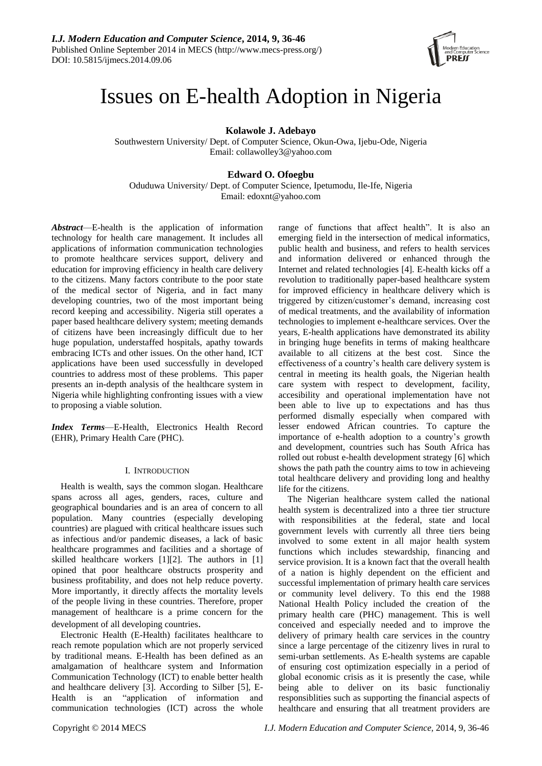# Issues on E-health Adoption in Nigeria

**Kolawole J. Adebayo**

Southwestern University/ Dept. of Computer Science, Okun-Owa, Ijebu-Ode, Nigeria
Email: collawolley3@yahoo.com

**Edward O. Ofoegbu**

Oduduwa University/ Dept. of Computer Science, Ipetumodu, Ile-Ife, Nigeria
Email: edoxnt@yahoo.com

***Abstract***—E-health is the application of information technology for health care management. It includes all applications of information communication technologies to promote healthcare services support, delivery and education for improving efficiency in health care delivery to the citizens. Many factors contribute to the poor state of the medical sector of Nigeria, and in fact many developing countries, two of the most important being record keeping and accessibility. Nigeria still operates a paper based healthcare delivery system; meeting demands of citizens have been increasingly difficult due to her huge population, understaffed hospitals, apathy towards embracing ICTs and other issues. On the other hand, ICT applications have been used successfully in developed countries to address most of these problems. This paper presents an in-depth analysis of the healthcare system in Nigeria while highlighting confronting issues with a view to proposing a viable solution.

***Index Terms***—E-Health, Electronics Health Record (EHR), Primary Health Care (PHC).

## I. Introduction

Health is wealth, says the common slogan. Healthcare spans across all ages, genders, races, culture and geographical boundaries and is an area of concern to all population. Many countries (especially developing countries) are plagued with critical healthcare issues such as infectious and/or pandemic diseases, a lack of basic healthcare programmes and facilities and a shortage of skilled healthcare workers [1][2]. The authors in [1] opined that poor healthcare obstructs prosperity and business profitability, and does not help reduce poverty. More importantly, it directly affects the mortality levels of the people living in these countries. Therefore, proper management of healthcare is a prime concern for the development of all developing countries.

Electronic Health (E-Health) facilitates healthcare to reach remote population which are not properly serviced by traditional means. E-Health has been defined as an amalgamation of healthcare system and Information Communication Technology (ICT) to enable better health and healthcare delivery [3]. According to Silber [5], E-Health is an "application of information and communication technologies (ICT) across the whole range of functions that affect health". It is also an emerging field in the intersection of medical informatics, public health and business, and refers to health services and information delivered or enhanced through the Internet and related technologies [4]. E-health kicks off a revolution to traditionally paper-based healthcare system for improved efficiency in healthcare delivery which is triggered by citizen/customer's demand, increasing cost of medical treatments, and the availability of information technologies to implement e-healthcare services. Over the years, E-health applications have demonstrated its ability in bringing huge benefits in terms of making healthcare available to all citizens at the best cost. Since the effectiveness of a country's health care delivery system is central in meeting its health goals, the Nigerian health care system with respect to development, facility, accesibility and operational implementation have not been able to live up to expectations and has thus performed dismally especially when compared with lesser endowed African countries. To capture the importance of e-health adoption to a country's growth and development, countries such has South Africa has rolled out robust e-health development strategy [6] which shows the path path the country aims to tow in achieveing total healthcare delivery and providing long and healthy life for the citizens.

The Nigerian healthcare system called the national health system is decentralized into a three tier structure with responsibilities at the federal, state and local government levels with currently all three tiers being involved to some extent in all major health system functions which includes stewardship, financing and service provision. It is a known fact that the overall health of a nation is highly dependent on the efficient and successful implementation of primary health care services or community level delivery. To this end the 1988 National Health Policy included the creation of the primary health care (PHC) management. This is well conceived and especially needed and to improve the delivery of primary health care services in the country since a large percentage of the citizenry lives in rural to semi-urban settlements. As E-health systems are capable of ensuring cost optimization especially in a period of global economic crisis as it is presently the case, while being able to deliver on its basic functionaliy responsiblities such as supporting the financial aspects of healthcare and ensuring that all treatment providers are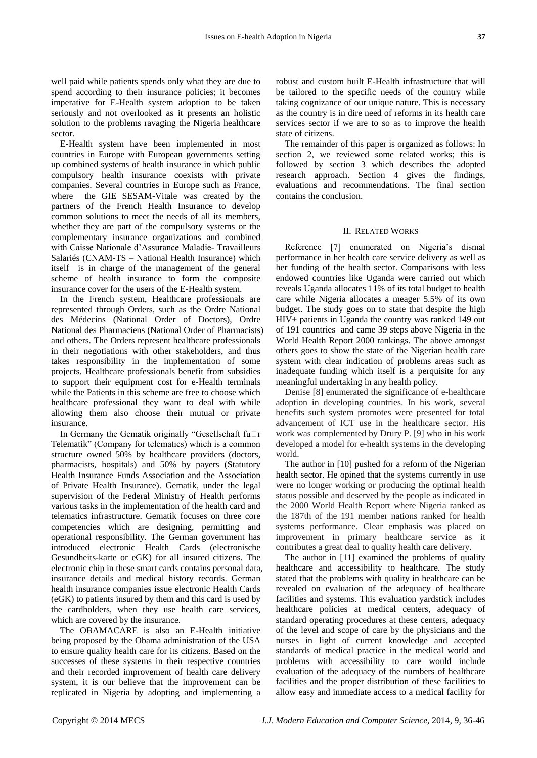well paid while patients spends only what they are due to spend according to their insurance policies; it becomes imperative for E-Health system adoption to be taken seriously and not overlooked as it presents an holistic solution to the problems ravaging the Nigeria healthcare sector.

E-Health system have been implemented in most countries in Europe with European governments setting up combined systems of health insurance in which public compulsory health insurance coexists with private companies. Several countries in Europe such as France, where the GIE SESAM-Vitale was created by the partners of the French Health Insurance to develop common solutions to meet the needs of all its members, whether they are part of the compulsory systems or the complementary insurance organizations and combined with Caisse Nationale d'Assurance Maladie- Travailleurs Salariés (CNAM-TS – National Health Insurance) which itself is in charge of the management of the general scheme of health insurance to form the composite insurance cover for the users of the E-Health system.

In the French system, Healthcare professionals are represented through Orders, such as the Ordre National des Médecins (National Order of Doctors), Ordre National des Pharmaciens (National Order of Pharmacists) and others. The Orders represent healthcare professionals in their negotiations with other stakeholders, and thus takes responsibility in the implementation of some projects. Healthcare professionals benefit from subsidies to support their equipment cost for e-Health terminals while the Patients in this scheme are free to choose which healthcare professional they want to deal with while allowing them also choose their mutual or private insurance.

In Germany the Gematik originally "Gesellschaft fu□r Telematik" (Company for telematics) which is a common structure owned 50% by healthcare providers (doctors, pharmacists, hospitals) and 50% by payers (Statutory Health Insurance Funds Association and the Association of Private Health Insurance). Gematik, under the legal supervision of the Federal Ministry of Health performs various tasks in the implementation of the health card and telematics infrastructure. Gematik focuses on three core competencies which are designing, permitting and operational responsibility. The German government has introduced electronic Health Cards (electronische Gesundheits-karte or eGK) for all insured citizens. The electronic chip in these smart cards contains personal data, insurance details and medical history records. German health insurance companies issue electronic Health Cards (eGK) to patients insured by them and this card is used by the cardholders, when they use health care services, which are covered by the insurance.

The OBAMACARE is also an E-Health initiative being proposed by the Obama administration of the USA to ensure quality health care for its citizens. Based on the successes of these systems in their respective countries and their recorded improvement of health care delivery system, it is our believe that the improvement can be replicated in Nigeria by adopting and implementing a robust and custom built E-Health infrastructure that will be tailored to the specific needs of the country while taking cognizance of our unique nature. This is necessary as the country is in dire need of reforms in its health care services sector if we are to so as to improve the health state of citizens.

The remainder of this paper is organized as follows: In section 2, we reviewed some related works; this is followed by section 3 which describes the adopted research approach. Section 4 gives the findings, evaluations and recommendations. The final section contains the conclusion.

## II. Related Works

Reference [7] enumerated on Nigeria's dismal performance in her health care service delivery as well as her funding of the health sector. Comparisons with less endowed countries like Uganda were carried out which reveals Uganda allocates 11% of its total budget to health care while Nigeria allocates a meager 5.5% of its own budget. The study goes on to state that despite the high HIV+ patients in Uganda the country was ranked 149 out of 191 countries and came 39 steps above Nigeria in the World Health Report 2000 rankings. The above amongst others goes to show the state of the Nigerian health care system with clear indication of problems areas such as inadequate funding which itself is a perquisite for any meaningful undertaking in any health policy.

Denise [8] enumerated the significance of e-healthcare adoption in developing countries. In his work, several benefits such system promotes were presented for total advancement of ICT use in the healthcare sector. His work was complemented by Drury P. [9] who in his work developed a model for e-health systems in the developing world.

The author in [10] pushed for a reform of the Nigerian health sector. He opined that the systems currently in use were no longer working or producing the optimal health status possible and deserved by the people as indicated in the 2000 World Health Report where Nigeria ranked as the 187th of the 191 member nations ranked for health systems performance. Clear emphasis was placed on improvement in primary healthcare service as it contributes a great deal to quality health care delivery.

The author in [11] examined the problems of quality healthcare and accessibility to healthcare. The study stated that the problems with quality in healthcare can be revealed on evaluation of the adequacy of healthcare facilities and systems. This evaluation yardstick includes healthcare policies at medical centers, adequacy of standard operating procedures at these centers, adequacy of the level and scope of care by the physicians and the nurses in light of current knowledge and accepted standards of medical practice in the medical world and problems with accessibility to care would include evaluation of the adequacy of the numbers of healthcare facilities and the proper distribution of these facilities to allow easy and immediate access to a medical facility for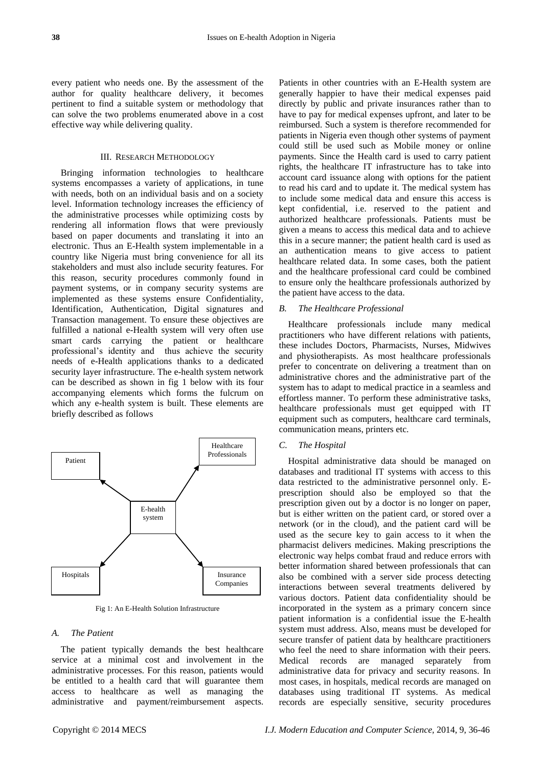every patient who needs one. By the assessment of the author for quality healthcare delivery, it becomes pertinent to find a suitable system or methodology that can solve the two problems enumerated above in a cost effective way while delivering quality.

## III. Research Methodology

Bringing information technologies to healthcare systems encompasses a variety of applications, in tune with needs, both on an individual basis and on a society level. Information technology increases the efficiency of the administrative processes while optimizing costs by rendering all information flows that were previously based on paper documents and translating it into an electronic. Thus an E-Health system implementable in a country like Nigeria must bring convenience for all its stakeholders and must also include security features. For this reason, security procedures commonly found in payment systems, or in company security systems are implemented as these systems ensure Confidentiality, Identification, Authentication, Digital signatures and Transaction management. To ensure these objectives are fulfilled a national e-Health system will very often use smart cards carrying the patient or healthcare professional's identity and thus achieve the security needs of e-Health applications thanks to a dedicated security layer infrastructure. The e-health system network can be described as shown in fig 1 below with its four accompanying elements which forms the fulcrum on which any e-health system is built. These elements are briefly described as follows

Fig 1: An E-Health Solution Infrastructure

### *A. The Patient*

The patient typically demands the best healthcare service at a minimal cost and involvement in the administrative processes. For this reason, patients would be entitled to a health card that will guarantee them access to healthcare as well as managing the administrative and payment/reimbursement aspects. Patients in other countries with an E-Health system are generally happier to have their medical expenses paid directly by public and private insurances rather than to have to pay for medical expenses upfront, and later to be reimbursed. Such a system is therefore recommended for patients in Nigeria even though other systems of payment could still be used such as Mobile money or online payments. Since the Health card is used to carry patient rights, the healthcare IT infrastructure has to take into account card issuance along with options for the patient to read his card and to update it. The medical system has to include some medical data and ensure this access is kept confidential, i.e. reserved to the patient and authorized healthcare professionals. Patients must be given a means to access this medical data and to achieve this in a secure manner; the patient health card is used as an authentication means to give access to patient healthcare related data. In some cases, both the patient and the healthcare professional card could be combined to ensure only the healthcare professionals authorized by the patient have access to the data.

### *B. The Healthcare Professional*

Healthcare professionals include many medical practitioners who have different relations with patients, these includes Doctors, Pharmacists, Nurses, Midwives and physiotherapists. As most healthcare professionals prefer to concentrate on delivering a treatment than on administrative chores and the administrative part of the system has to adapt to medical practice in a seamless and effortless manner. To perform these administrative tasks, healthcare professionals must get equipped with IT equipment such as computers, healthcare card terminals, communication means, printers etc.

### *C. The Hospital*

Hospital administrative data should be managed on databases and traditional IT systems with access to this data restricted to the administrative personnel only. E-prescription should also be employed so that the prescription given out by a doctor is no longer on paper, but is either written on the patient card, or stored over a network (or in the cloud), and the patient card will be used as the secure key to gain access to it when the pharmacist delivers medicines. Making prescriptions the electronic way helps combat fraud and reduce errors with better information shared between professionals that can also be combined with a server side process detecting interactions between several treatments delivered by various doctors. Patient data confidentiality should be incorporated in the system as a primary concern since patient information is a confidential issue the E-health system must address. Also, means must be developed for secure transfer of patient data by healthcare practitioners who feel the need to share information with their peers. Medical records are managed separately from administrative data for privacy and security reasons. In most cases, in hospitals, medical records are managed on databases using traditional IT systems. As medical records are especially sensitive, security procedures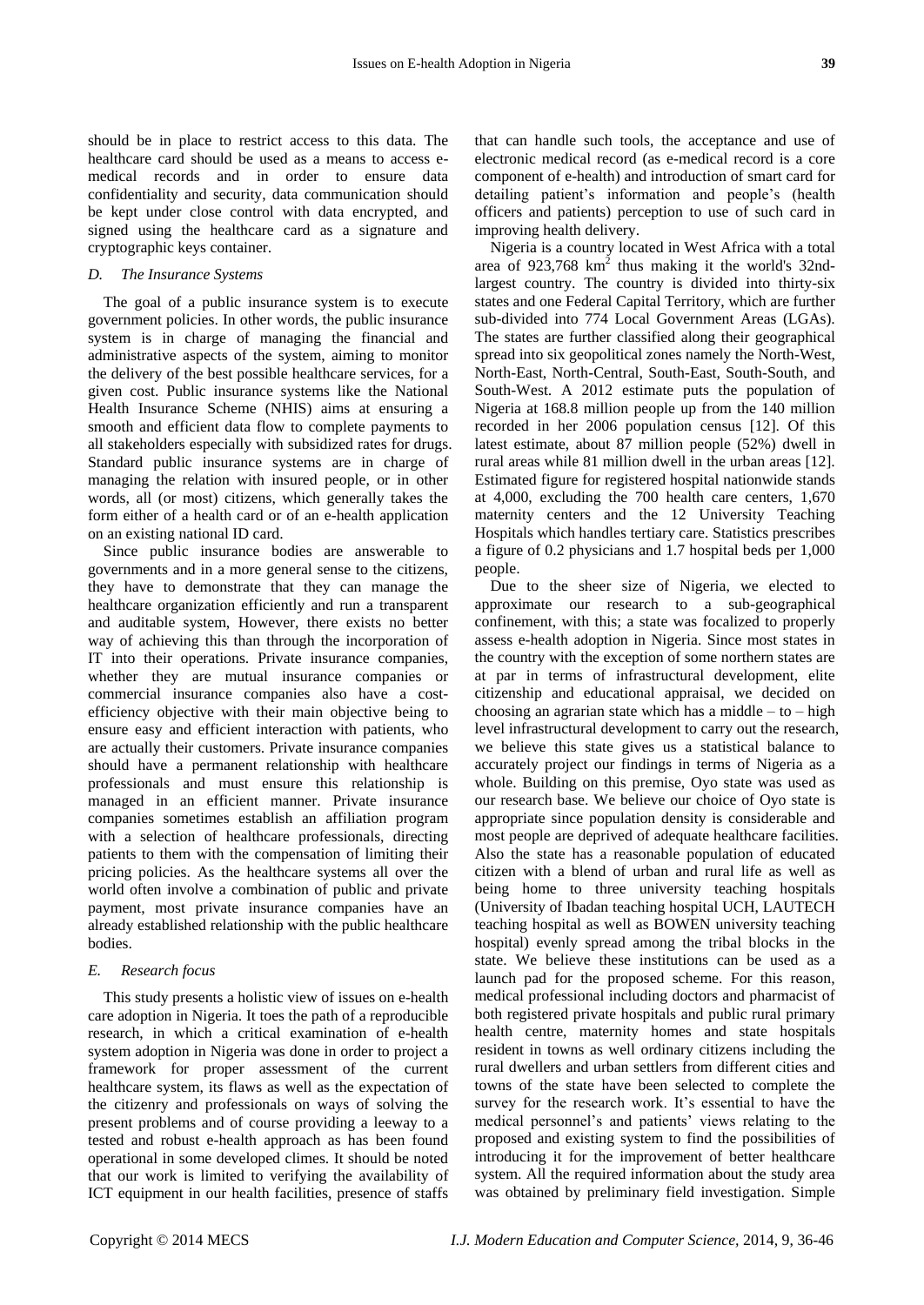should be in place to restrict access to this data. The healthcare card should be used as a means to access e-medical records and in order to ensure data confidentiality and security, data communication should be kept under close control with data encrypted, and signed using the healthcare card as a signature and cryptographic keys container.

### *D. The Insurance Systems*

The goal of a public insurance system is to execute government policies. In other words, the public insurance system is in charge of managing the financial and administrative aspects of the system, aiming to monitor the delivery of the best possible healthcare services, for a given cost. Public insurance systems like the National Health Insurance Scheme (NHIS) aims at ensuring a smooth and efficient data flow to complete payments to all stakeholders especially with subsidized rates for drugs. Standard public insurance systems are in charge of managing the relation with insured people, or in other words, all (or most) citizens, which generally takes the form either of a health card or of an e-health application on an existing national ID card.

Since public insurance bodies are answerable to governments and in a more general sense to the citizens, they have to demonstrate that they can manage the healthcare organization efficiently and run a transparent and auditable system, However, there exists no better way of achieving this than through the incorporation of IT into their operations. Private insurance companies, whether they are mutual insurance companies or commercial insurance companies also have a cost-efficiency objective with their main objective being to ensure easy and efficient interaction with patients, who are actually their customers. Private insurance companies should have a permanent relationship with healthcare professionals and must ensure this relationship is managed in an efficient manner. Private insurance companies sometimes establish an affiliation program with a selection of healthcare professionals, directing patients to them with the compensation of limiting their pricing policies. As the healthcare systems all over the world often involve a combination of public and private payment, most private insurance companies have an already established relationship with the public healthcare bodies.

### *E. Research focus*

This study presents a holistic view of issues on e-health care adoption in Nigeria. It toes the path of a reproducible research, in which a critical examination of e-health system adoption in Nigeria was done in order to project a framework for proper assessment of the current healthcare system, its flaws as well as the expectation of the citizenry and professionals on ways of solving the present problems and of course providing a leeway to a tested and robust e-health approach as has been found operational in some developed climes. It should be noted that our work is limited to verifying the availability of ICT equipment in our health facilities, presence of staffs that can handle such tools, the acceptance and use of electronic medical record (as e-medical record is a core component of e-health) and introduction of smart card for detailing patient's information and people's (health officers and patients) perception to use of such card in improving health delivery.

Nigeria is a country located in West Africa with a total area of 923,768 km$^2$ thus making it the world's 32nd-largest country. The country is divided into thirty-six states and one Federal Capital Territory, which are further sub-divided into 774 Local Government Areas (LGAs). The states are further classified along their geographical spread into six geopolitical zones namely the North-West, North-East, North-Central, South-East, South-South, and South-West. A 2012 estimate puts the population of Nigeria at 168.8 million people up from the 140 million recorded in her 2006 population census [12]. Of this latest estimate, about 87 million people (52%) dwell in rural areas while 81 million dwell in the urban areas [12]. Estimated figure for registered hospital nationwide stands at 4,000, excluding the 700 health care centers, 1,670 maternity centers and the 12 University Teaching Hospitals which handles tertiary care. Statistics prescribes a figure of 0.2 physicians and 1.7 hospital beds per 1,000 people.

Due to the sheer size of Nigeria, we elected to approximate our research to a sub-geographical confinement, with this; a state was focalized to properly assess e-health adoption in Nigeria. Since most states in the country with the exception of some northern states are at par in terms of infrastructural development, elite citizenship and educational appraisal, we decided on choosing an agrarian state which has a middle – to – high level infrastructural development to carry out the research, we believe this state gives us a statistical balance to accurately project our findings in terms of Nigeria as a whole. Building on this premise, Oyo state was used as our research base. We believe our choice of Oyo state is appropriate since population density is considerable and most people are deprived of adequate healthcare facilities. Also the state has a reasonable population of educated citizen with a blend of urban and rural life as well as being home to three university teaching hospitals (University of Ibadan teaching hospital UCH, LAUTECH teaching hospital as well as BOWEN university teaching hospital) evenly spread among the tribal blocks in the state. We believe these institutions can be used as a launch pad for the proposed scheme. For this reason, medical professional including doctors and pharmacist of both registered private hospitals and public rural primary health centre, maternity homes and state hospitals resident in towns as well ordinary citizens including the rural dwellers and urban settlers from different cities and towns of the state have been selected to complete the survey for the research work. It's essential to have the medical personnel's and patients' views relating to the proposed and existing system to find the possibilities of introducing it for the improvement of better healthcare system. All the required information about the study area was obtained by preliminary field investigation. Simple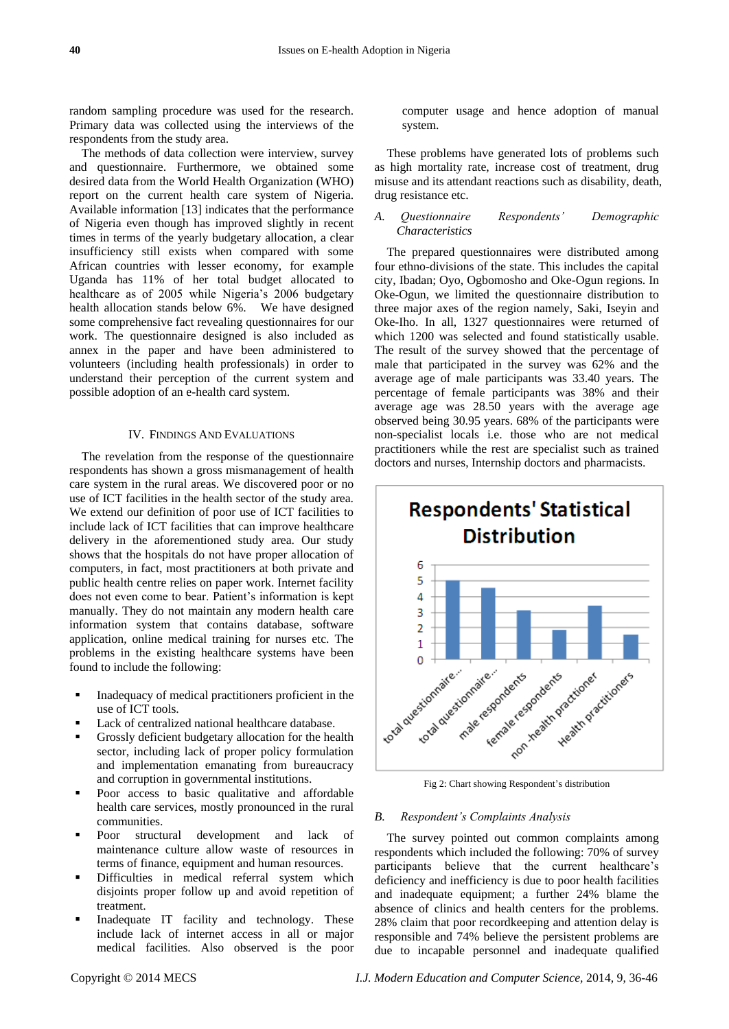random sampling procedure was used for the research. Primary data was collected using the interviews of the respondents from the study area.

The methods of data collection were interview, survey and questionnaire. Furthermore, we obtained some desired data from the World Health Organization (WHO) report on the current health care system of Nigeria. Available information [13] indicates that the performance of Nigeria even though has improved slightly in recent times in terms of the yearly budgetary allocation, a clear insufficiency still exists when compared with some African countries with lesser economy, for example Uganda has 11% of her total budget allocated to healthcare as of 2005 while Nigeria's 2006 budgetary health allocation stands below 6%. We have designed some comprehensive fact revealing questionnaires for our work. The questionnaire designed is also included as annex in the paper and have been administered to volunteers (including health professionals) in order to understand their perception of the current system and possible adoption of an e-health card system.

## IV. Findings And Evaluations

The revelation from the response of the questionnaire respondents has shown a gross mismanagement of health care system in the rural areas. We discovered poor or no use of ICT facilities in the health sector of the study area. We extend our definition of poor use of ICT facilities to include lack of ICT facilities that can improve healthcare delivery in the aforementioned study area. Our study shows that the hospitals do not have proper allocation of computers, in fact, most practitioners at both private and public health centre relies on paper work. Internet facility does not even come to bear. Patient's information is kept manually. They do not maintain any modern health care information system that contains database, software application, online medical training for nurses etc. The problems in the existing healthcare systems have been found to include the following:

- Inadequacy of medical practitioners proficient in the use of ICT tools.
- Lack of centralized national healthcare database.
- Grossly deficient budgetary allocation for the health sector, including lack of proper policy formulation and implementation emanating from bureaucracy and corruption in governmental institutions.
- Poor access to basic qualitative and affordable health care services, mostly pronounced in the rural communities.
- Poor structural development and lack of maintenance culture allow waste of resources in terms of finance, equipment and human resources.
- Difficulties in medical referral system which disjoints proper follow up and avoid repetition of treatment.
- Inadequate IT facility and technology. These include lack of internet access in all or major medical facilities. Also observed is the poor computer usage and hence adoption of manual system.

These problems have generated lots of problems such as high mortality rate, increase cost of treatment, drug misuse and its attendant reactions such as disability, death, drug resistance etc.

### *A. Questionnaire Respondents' Demographic Characteristics*

The prepared questionnaires were distributed among four ethno-divisions of the state. This includes the capital city, Ibadan; Oyo, Ogbomosho and Oke-Ogun regions. In Oke-Ogun, we limited the questionnaire distribution to three major axes of the region namely, Saki, Iseyin and Oke-Iho. In all, 1327 questionnaires were returned of which 1200 was selected and found statistically usable. The result of the survey showed that the percentage of male that participated in the survey was 62% and the average age of male participants was 33.40 years. The percentage of female participants was 38% and their average age was 28.50 years with the average age observed being 30.95 years. 68% of the participants were non-specialist locals i.e. those who are not medical practitioners while the rest are specialist such as trained doctors and nurses, Internship doctors and pharmacists.

Fig 2: Chart showing Respondent's distribution

### *B. Respondent's Complaints Analysis*

The survey pointed out common complaints among respondents which included the following: 70% of survey participants believe that the current healthcare's deficiency and inefficiency is due to poor health facilities and inadequate equipment; a further 24% blame the absence of clinics and health centers for the problems. 28% claim that poor recordkeeping and attention delay is responsible and 74% believe the persistent problems are due to incapable personnel and inadequate qualified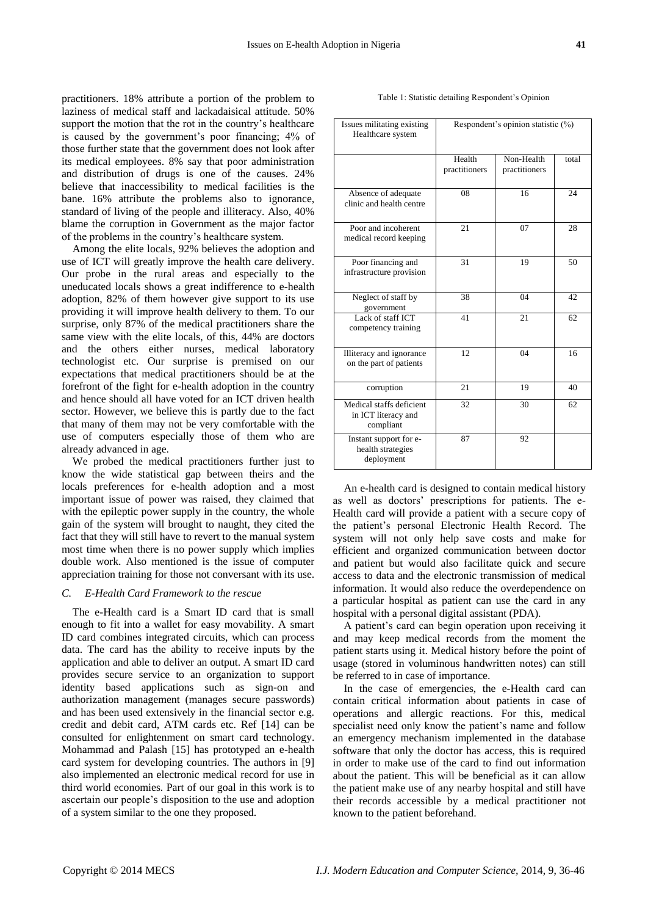practitioners. 18% attribute a portion of the problem to laziness of medical staff and lackadaisical attitude. 50% support the motion that the rot in the country's healthcare is caused by the government's poor financing; 4% of those further state that the government does not look after its medical employees. 8% say that poor administration and distribution of drugs is one of the causes. 24% believe that inaccessibility to medical facilities is the bane. 16% attribute the problems also to ignorance, standard of living of the people and illiteracy. Also, 40% blame the corruption in Government as the major factor of the problems in the country's healthcare system.

Among the elite locals, 92% believes the adoption and use of ICT will greatly improve the health care delivery. Our probe in the rural areas and especially to the uneducated locals shows a great indifference to e-health adoption, 82% of them however give support to its use providing it will improve health delivery to them. To our surprise, only 87% of the medical practitioners share the same view with the elite locals, of this, 44% are doctors and the others either nurses, medical laboratory technologist etc. Our surprise is premised on our expectations that medical practitioners should be at the forefront of the fight for e-health adoption in the country and hence should all have voted for an ICT driven health sector. However, we believe this is partly due to the fact that many of them may not be very comfortable with the use of computers especially those of them who are already advanced in age.

We probed the medical practitioners further just to know the wide statistical gap between theirs and the locals preferences for e-health adoption and a most important issue of power was raised, they claimed that with the epileptic power supply in the country, the whole gain of the system will brought to naught, they cited the fact that they will still have to revert to the manual system most time when there is no power supply which implies double work. Also mentioned is the issue of computer appreciation training for those not conversant with its use.

### *C. E-Health Card Framework to the rescue*

The e-Health card is a Smart ID card that is small enough to fit into a wallet for easy movability. A smart ID card combines integrated circuits, which can process data. The card has the ability to receive inputs by the application and able to deliver an output. A smart ID card provides secure service to an organization to support identity based applications such as sign-on and authorization management (manages secure passwords) and has been used extensively in the financial sector e.g. credit and debit card, ATM cards etc. Ref [14] can be consulted for enlightenment on smart card technology. Mohammad and Palash [15] has prototyped an e-health card system for developing countries. The authors in [9] also implemented an electronic medical record for use in third world economies. Part of our goal in this work is to ascertain our people's disposition to the use and adoption of a system similar to the one they proposed.

Table 1: Statistic detailing Respondent's Opinion

| Issues militating existing Healthcare system | Respondent's opinion statistic (%) | | |
|---|---|---|---|
| | Health practitioners | Non-Health practitioners | total |
| Absence of adequate clinic and health centre | 08 | 16 | 24 |
| Poor and incoherent medical record keeping | 21 | 07 | 28 |
| Poor financing and infrastructure provision | 31 | 19 | 50 |
| Neglect of staff by government | 38 | 04 | 42 |
| Lack of staff ICT competency training | 41 | 21 | 62 |
| Illiteracy and ignorance on the part of patients | 12 | 04 | 16 |
| corruption | 21 | 19 | 40 |
| Medical staffs deficient in ICT literacy and compliant | 32 | 30 | 62 |
| Instant support for e-health strategies deployment | 87 | 92 | |

An e-health card is designed to contain medical history as well as doctors' prescriptions for patients. The e-Health card will provide a patient with a secure copy of the patient's personal Electronic Health Record. The system will not only help save costs and make for efficient and organized communication between doctor and patient but would also facilitate quick and secure access to data and the electronic transmission of medical information. It would also reduce the overdependence on a particular hospital as patient can use the card in any hospital with a personal digital assistant (PDA).

A patient's card can begin operation upon receiving it and may keep medical records from the moment the patient starts using it. Medical history before the point of usage (stored in voluminous handwritten notes) can still be referred to in case of importance.

In the case of emergencies, the e-Health card can contain critical information about patients in case of operations and allergic reactions. For this, medical specialist need only know the patient's name and follow an emergency mechanism implemented in the database software that only the doctor has access, this is required in order to make use of the card to find out information about the patient. This will be beneficial as it can allow the patient make use of any nearby hospital and still have their records accessible by a medical practitioner not known to the patient beforehand.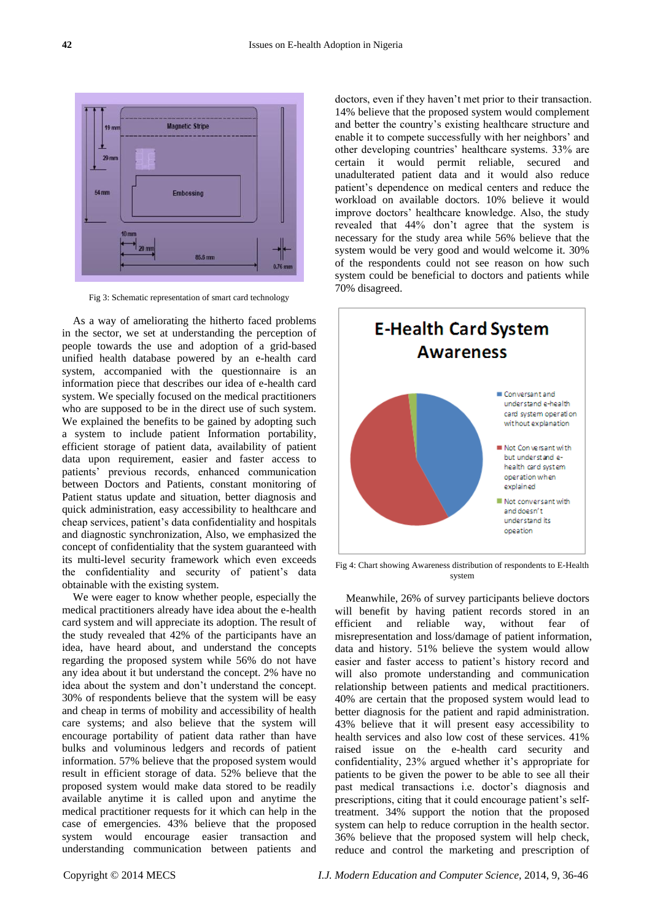Fig 3: Schematic representation of smart card technology

As a way of ameliorating the hitherto faced problems in the sector, we set at understanding the perception of people towards the use and adoption of a grid-based unified health database powered by an e-health card system, accompanied with the questionnaire is an information piece that describes our idea of e-health card system. We specially focused on the medical practitioners who are supposed to be in the direct use of such system. We explained the benefits to be gained by adopting such a system to include patient Information portability, efficient storage of patient data, availability of patient data upon requirement, easier and faster access to patients' previous records, enhanced communication between Doctors and Patients, constant monitoring of Patient status update and situation, better diagnosis and quick administration, easy accessibility to healthcare and cheap services, patient's data confidentiality and hospitals and diagnostic synchronization, Also, we emphasized the concept of confidentiality that the system guaranteed with its multi-level security framework which even exceeds the confidentiality and security of patient's data obtainable with the existing system.

We were eager to know whether people, especially the medical practitioners already have idea about the e-health card system and will appreciate its adoption. The result of the study revealed that 42% of the participants have an idea, have heard about, and understand the concepts regarding the proposed system while 56% do not have any idea about it but understand the concept. 2% have no idea about the system and don't understand the concept. 30% of respondents believe that the system will be easy and cheap in terms of mobility and accessibility of health care systems; and also believe that the system will encourage portability of patient data rather than have bulks and voluminous ledgers and records of patient information. 57% believe that the proposed system would result in efficient storage of data. 52% believe that the proposed system would make data stored to be readily available anytime it is called upon and anytime the medical practitioner requests for it which can help in the case of emergencies. 43% believe that the proposed system would encourage easier transaction and understanding communication between patients and doctors, even if they haven't met prior to their transaction. 14% believe that the proposed system would complement and better the country's existing healthcare structure and enable it to compete successfully with her neighbors' and other developing countries' healthcare systems. 33% are certain it would permit reliable, secured and unadulterated patient data and it would also reduce patient's dependence on medical centers and reduce the workload on available doctors. 10% believe it would improve doctors' healthcare knowledge. Also, the study revealed that 44% don't agree that the system is necessary for the study area while 56% believe that the system would be very good and would welcome it. 30% of the respondents could not see reason on how such system could be beneficial to doctors and patients while 70% disagreed.

Fig 4: Chart showing Awareness distribution of respondents to E-Health system

Meanwhile, 26% of survey participants believe doctors will benefit by having patient records stored in an efficient and reliable way, without fear of misrepresentation and loss/damage of patient information, data and history. 51% believe the system would allow easier and faster access to patient's history record and will also promote understanding and communication relationship between patients and medical practitioners. 40% are certain that the proposed system would lead to better diagnosis for the patient and rapid administration. 43% believe that it will present easy accessibility to health services and also low cost of these services. 41% raised issue on the e-health card security and confidentiality, 23% argued whether it's appropriate for patients to be given the power to be able to see all their past medical transactions i.e. doctor's diagnosis and prescriptions, citing that it could encourage patient's self-treatment. 34% support the notion that the proposed system can help to reduce corruption in the health sector. 36% believe that the proposed system will help check, reduce and control the marketing and prescription of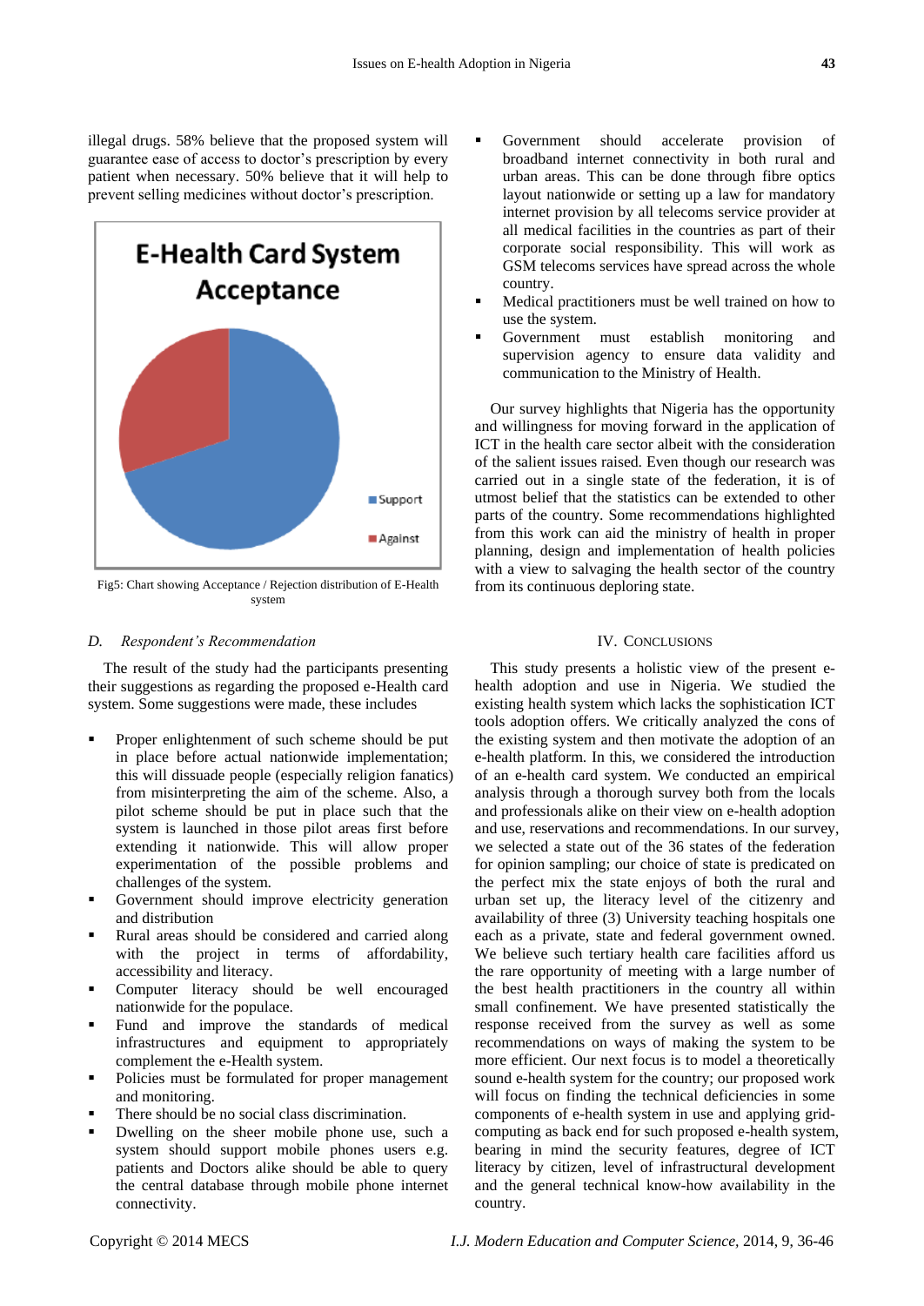illegal drugs. 58% believe that the proposed system will guarantee ease of access to doctor's prescription by every patient when necessary. 50% believe that it will help to prevent selling medicines without doctor's prescription.

Fig5: Chart showing Acceptance / Rejection distribution of E-Health system

*D. Respondent's Recommendation*

The result of the study had the participants presenting their suggestions as regarding the proposed e-Health card system. Some suggestions were made, these includes

- Proper enlightenment of such scheme should be put in place before actual nationwide implementation; this will dissuade people (especially religion fanatics) from misinterpreting the aim of the scheme. Also, a pilot scheme should be put in place such that the system is launched in those pilot areas first before extending it nationwide. This will allow proper experimentation of the possible problems and challenges of the system.
- Government should improve electricity generation and distribution
- Rural areas should be considered and carried along with the project in terms of affordability, accessibility and literacy.
- Computer literacy should be well encouraged nationwide for the populace.
- Fund and improve the standards of medical infrastructures and equipment to appropriately complement the e-Health system.
- Policies must be formulated for proper management and monitoring.
- There should be no social class discrimination.
- Dwelling on the sheer mobile phone use, such a system should support mobile phones users e.g. patients and Doctors alike should be able to query the central database through mobile phone internet connectivity.
- Government should accelerate provision of broadband internet connectivity in both rural and urban areas. This can be done through fibre optics layout nationwide or setting up a law for mandatory internet provision by all telecoms service provider at all medical facilities in the countries as part of their corporate social responsibility. This will work as GSM telecoms services have spread across the whole country.
- Medical practitioners must be well trained on how to use the system.
- Government must establish monitoring and supervision agency to ensure data validity and communication to the Ministry of Health.

Our survey highlights that Nigeria has the opportunity and willingness for moving forward in the application of ICT in the health care sector albeit with the consideration of the salient issues raised. Even though our research was carried out in a single state of the federation, it is of utmost belief that the statistics can be extended to other parts of the country. Some recommendations highlighted from this work can aid the ministry of health in proper planning, design and implementation of health policies with a view to salvaging the health sector of the country from its continuous deploring state.

## IV. Conclusions

This study presents a holistic view of the present e-health adoption and use in Nigeria. We studied the existing health system which lacks the sophistication ICT tools adoption offers. We critically analyzed the cons of the existing system and then motivate the adoption of an e-health platform. In this, we considered the introduction of an e-health card system. We conducted an empirical analysis through a thorough survey both from the locals and professionals alike on their view on e-health adoption and use, reservations and recommendations. In our survey, we selected a state out of the 36 states of the federation for opinion sampling; our choice of state is predicated on the perfect mix the state enjoys of both the rural and urban set up, the literacy level of the citizenry and availability of three (3) University teaching hospitals one each as a private, state and federal government owned. We believe such tertiary health care facilities afford us the rare opportunity of meeting with a large number of the best health practitioners in the country all within small confinement. We have presented statistically the response received from the survey as well as some recommendations on ways of making the system to be more efficient. Our next focus is to model a theoretically sound e-health system for the country; our proposed work will focus on finding the technical deficiencies in some components of e-health system in use and applying grid-computing as back end for such proposed e-health system, bearing in mind the security features, degree of ICT literacy by citizen, level of infrastructural development and the general technical know-how availability in the country.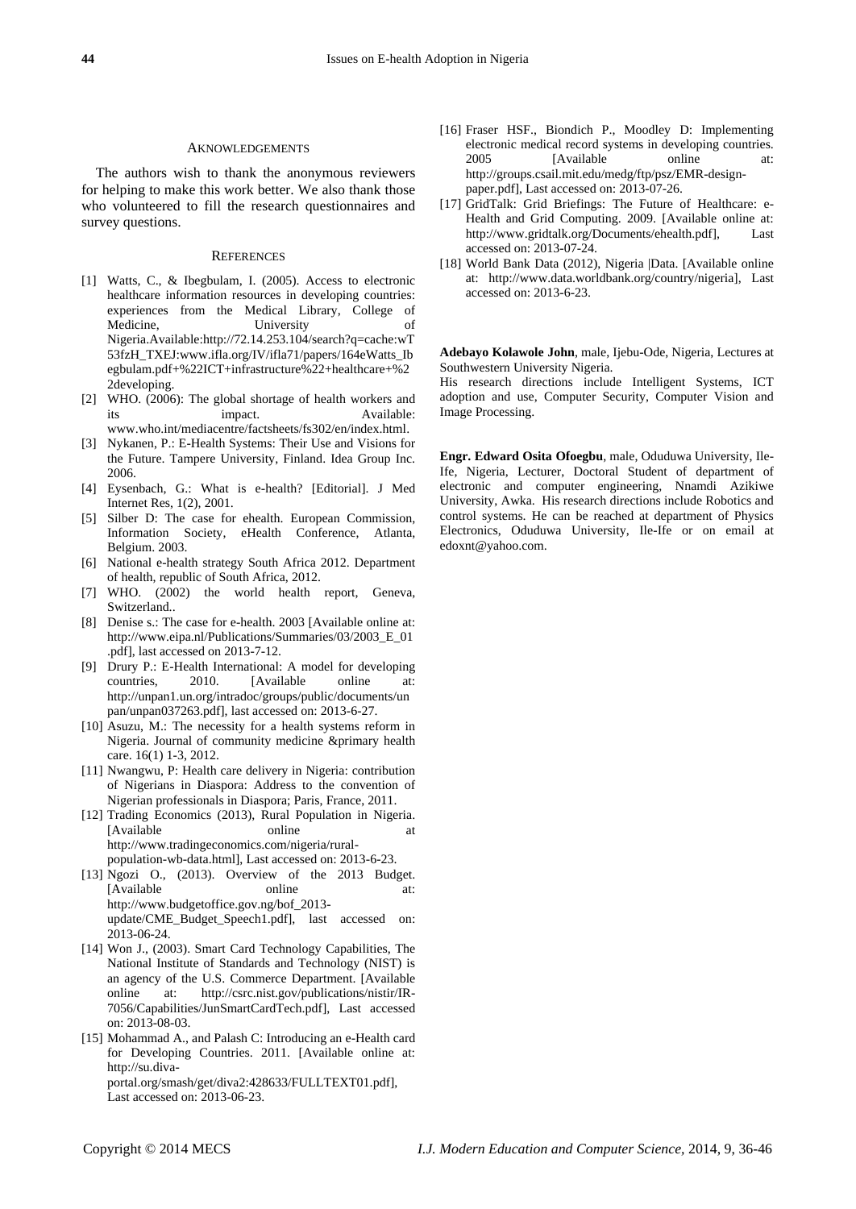## AKNOWLEDGEMENTS

The authors wish to thank the anonymous reviewers for helping to make this work better. We also thank those who volunteered to fill the research questionnaires and survey questions.

## REFERENCES

- [1] Watts, C., & Ibegbulam, I. (2005). Access to electronic healthcare information resources in developing countries: experiences from the Medical Library, College of Medicine, University of Nigeria.Available:http://72.14.253.104/search?q=cache:wT53fzH_TXEJ:www.ifla.org/IV/ifla71/papers/164eWatts_Ibegbulam.pdf+%22ICT+infrastructure%22+healthcare+%22developing.
- [2] WHO. (2006): The global shortage of health workers and its impact. Available: www.who.int/mediacentre/factsheets/fs302/en/index.html.
- [3] Nykanen, P.: E-Health Systems: Their Use and Visions for the Future. Tampere University, Finland. Idea Group Inc. 2006.
- [4] Eysenbach, G.: What is e-health? [Editorial]. J Med Internet Res, 1(2), 2001.
- [5] Silber D: The case for ehealth. European Commission, Information Society, eHealth Conference, Atlanta, Belgium. 2003.
- [6] National e-health strategy South Africa 2012. Department of health, republic of South Africa, 2012.
- [7] WHO. (2002) the world health report, Geneva, Switzerland..
- [8] Denise s.: The case for e-health. 2003 [Available online at: http://www.eipa.nl/Publications/Summaries/03/2003_E_01.pdf], last accessed on 2013-7-12.
- [9] Drury P.: E-Health International: A model for developing countries, 2010. [Available online at: http://unpan1.un.org/intradoc/groups/public/documents/unpan/unpan037263.pdf], last accessed on: 2013-6-27.
- [10] Asuzu, M.: The necessity for a health systems reform in Nigeria. Journal of community medicine &primary health care. 16(1) 1-3, 2012.
- [11] Nwangwu, P: Health care delivery in Nigeria: contribution of Nigerians in Diaspora: Address to the convention of Nigerian professionals in Diaspora; Paris, France, 2011.
- [12] Trading Economics (2013), Rural Population in Nigeria. [Available online at http://www.tradingeconomics.com/nigeria/rural-population-wb-data.html], Last accessed on: 2013-6-23.
- [13] Ngozi O., (2013). Overview of the 2013 Budget. [Available online at: http://www.budgetoffice.gov.ng/bof_2013-update/CME_Budget_Speech1.pdf], last accessed on: 2013-06-24.
- [14] Won J., (2003). Smart Card Technology Capabilities, The National Institute of Standards and Technology (NIST) is an agency of the U.S. Commerce Department. [Available online at: http://csrc.nist.gov/publications/nistir/IR-7056/Capabilities/JunSmartCardTech.pdf], Last accessed on: 2013-08-03.
- [15] Mohammad A., and Palash C: Introducing an e-Health card for Developing Countries. 2011. [Available online at: http://su.diva-portal.org/smash/get/diva2:428633/FULLTEXT01.pdf], Last accessed on: 2013-06-23.
- [16] Fraser HSF., Biondich P., Moodley D: Implementing electronic medical record systems in developing countries. 2005 [Available online at: http://groups.csail.mit.edu/medg/ftp/psz/EMR-design-paper.pdf], Last accessed on: 2013-07-26.
- [17] GridTalk: Grid Briefings: The Future of Healthcare: e-Health and Grid Computing. 2009. [Available online at: http://www.gridtalk.org/Documents/ehealth.pdf], Last accessed on: 2013-07-24.
- [18] World Bank Data (2012), Nigeria |Data. [Available online at: http://www.data.worldbank.org/country/nigeria], Last accessed on: 2013-6-23.

**Adebayo Kolawole John**, male, Ijebu-Ode, Nigeria, Lectures at Southwestern University Nigeria.
His research directions include Intelligent Systems, ICT adoption and use, Computer Security, Computer Vision and Image Processing.

**Engr. Edward Osita Ofoegbu**, male, Oduduwa University, Ile-Ife, Nigeria, Lecturer, Doctoral Student of department of electronic and computer engineering, Nnamdi Azikiwe University, Awka. His research directions include Robotics and control systems. He can be reached at department of Physics Electronics, Oduduwa University, Ile-Ife or on email at edoxnt@yahoo.com.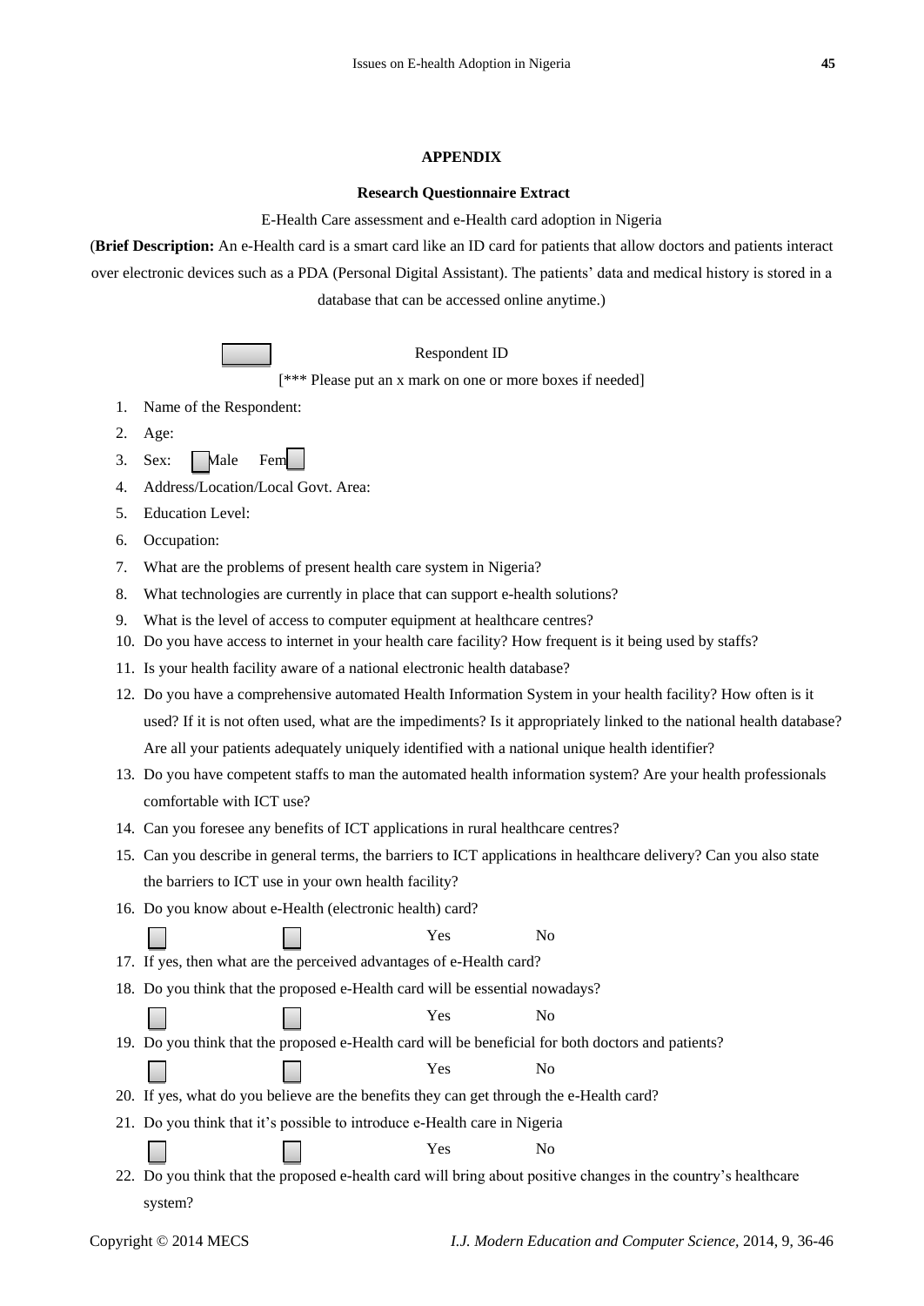**APPENDIX**

**Research Questionnaire Extract**

E-Health Care assessment and e-Health card adoption in Nigeria

(**Brief Description:** An e-Health card is a smart card like an ID card for patients that allow doctors and patients interact over electronic devices such as a PDA (Personal Digital Assistant). The patients' data and medical history is stored in a database that can be accessed online anytime.)

☐ Respondent ID

[*** Please put an x mark on one or more boxes if needed]

1. Name of the Respondent:
2. Age:
3. Sex: ☐ Male Fem ☐
4. Address/Location/Local Govt. Area:
5. Education Level:
6. Occupation:
7. What are the problems of present health care system in Nigeria?
8. What technologies are currently in place that can support e-health solutions?
9. What is the level of access to computer equipment at healthcare centres?
10. Do you have access to internet in your health care facility? How frequent is it being used by staffs?
11. Is your health facility aware of a national electronic health database?
12. Do you have a comprehensive automated Health Information System in your health facility? How often is it used? If it is not often used, what are the impediments? Is it appropriately linked to the national health database? Are all your patients adequately uniquely identified with a national unique health identifier?
13. Do you have competent staffs to man the automated health information system? Are your health professionals comfortable with ICT use?
14. Can you foresee any benefits of ICT applications in rural healthcare centres?
15. Can you describe in general terms, the barriers to ICT applications in healthcare delivery? Can you also state the barriers to ICT use in your own health facility?
16. Do you know about e-Health (electronic health) card?

    ☐ ☐ Yes No

17. If yes, then what are the perceived advantages of e-Health card?
18. Do you think that the proposed e-Health card will be essential nowadays?

    ☐ ☐ Yes No

19. Do you think that the proposed e-Health card will be beneficial for both doctors and patients?

    ☐ ☐ Yes No

20. If yes, what do you believe are the benefits they can get through the e-Health card?
21. Do you think that it's possible to introduce e-Health care in Nigeria

    ☐ ☐ Yes No

22. Do you think that the proposed e-health card will bring about positive changes in the country's healthcare system?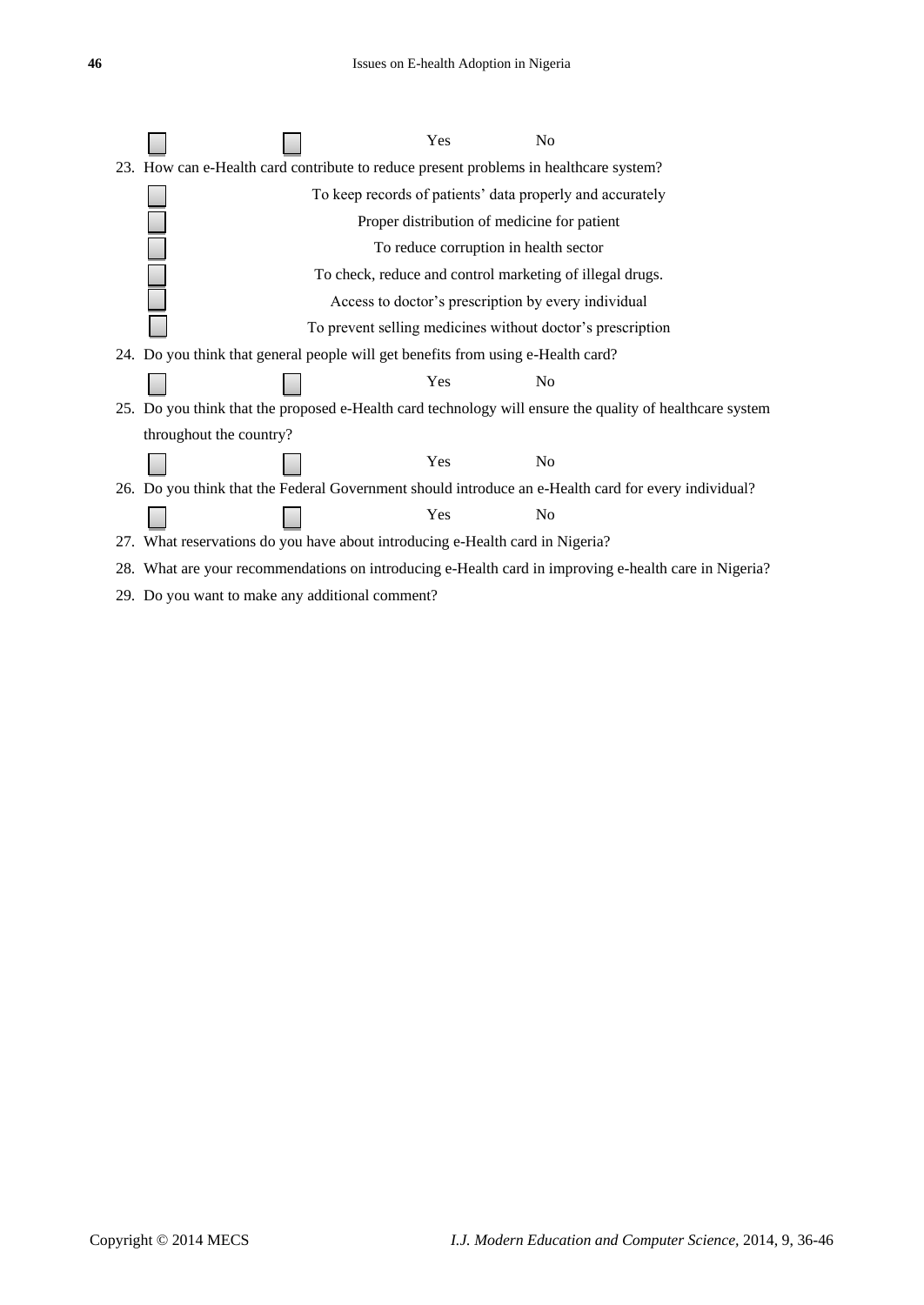☐ ☐ Yes No

23. How can e-Health card contribute to reduce present problems in healthcare system?

☐ To keep records of patients' data properly and accurately
☐ Proper distribution of medicine for patient
☐ To reduce corruption in health sector
☐ To check, reduce and control marketing of illegal drugs.
☐ Access to doctor's prescription by every individual
☐ To prevent selling medicines without doctor's prescription

24. Do you think that general people will get benefits from using e-Health card?

☐ ☐ Yes No

25. Do you think that the proposed e-Health card technology will ensure the quality of healthcare system throughout the country?

☐ ☐ Yes No

26. Do you think that the Federal Government should introduce an e-Health card for every individual?

☐ ☐ Yes No

27. What reservations do you have about introducing e-Health card in Nigeria?
28. What are your recommendations on introducing e-Health card in improving e-health care in Nigeria?
29. Do you want to make any additional comment?